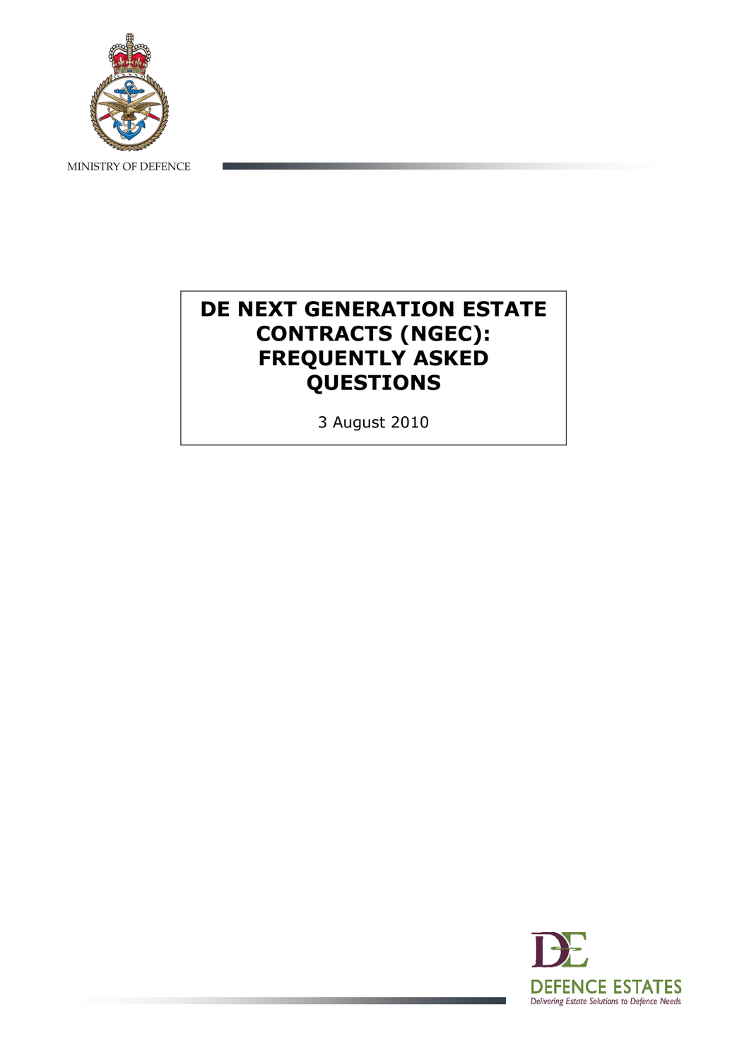MINISTRY OF DEFENCE

# DE NEXT GENERATION ESTATE CONTRACTS (NGEC): FREQUENTLY ASKED QUESTIONS

3 August 2010

DEFENCE ESTATES

*Delivering Estate Solutions to Defence Needs*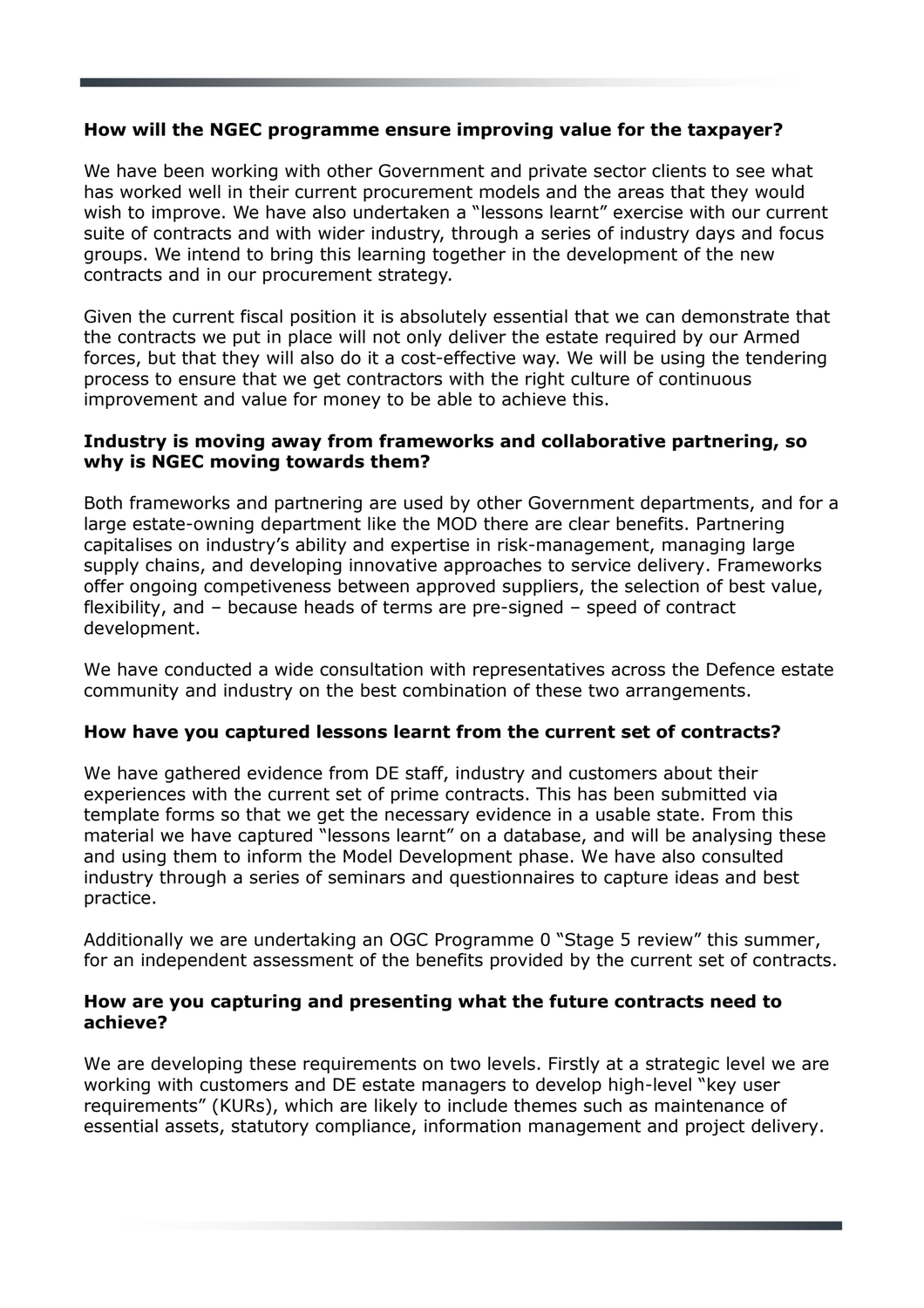**How will the NGEC programme ensure improving value for the taxpayer?**

We have been working with other Government and private sector clients to see what has worked well in their current procurement models and the areas that they would wish to improve. We have also undertaken a "lessons learnt" exercise with our current suite of contracts and with wider industry, through a series of industry days and focus groups. We intend to bring this learning together in the development of the new contracts and in our procurement strategy.

Given the current fiscal position it is absolutely essential that we can demonstrate that the contracts we put in place will not only deliver the estate required by our Armed forces, but that they will also do it a cost-effective way. We will be using the tendering process to ensure that we get contractors with the right culture of continuous improvement and value for money to be able to achieve this.

**Industry is moving away from frameworks and collaborative partnering, so why is NGEC moving towards them?**

Both frameworks and partnering are used by other Government departments, and for a large estate-owning department like the MOD there are clear benefits. Partnering capitalises on industry's ability and expertise in risk-management, managing large supply chains, and developing innovative approaches to service delivery. Frameworks offer ongoing competiveness between approved suppliers, the selection of best value, flexibility, and – because heads of terms are pre-signed – speed of contract development.

We have conducted a wide consultation with representatives across the Defence estate community and industry on the best combination of these two arrangements.

**How have you captured lessons learnt from the current set of contracts?**

We have gathered evidence from DE staff, industry and customers about their experiences with the current set of prime contracts. This has been submitted via template forms so that we get the necessary evidence in a usable state. From this material we have captured "lessons learnt" on a database, and will be analysing these and using them to inform the Model Development phase. We have also consulted industry through a series of seminars and questionnaires to capture ideas and best practice.

Additionally we are undertaking an OGC Programme 0 "Stage 5 review" this summer, for an independent assessment of the benefits provided by the current set of contracts.

**How are you capturing and presenting what the future contracts need to achieve?**

We are developing these requirements on two levels. Firstly at a strategic level we are working with customers and DE estate managers to develop high-level "key user requirements" (KURs), which are likely to include themes such as maintenance of essential assets, statutory compliance, information management and project delivery.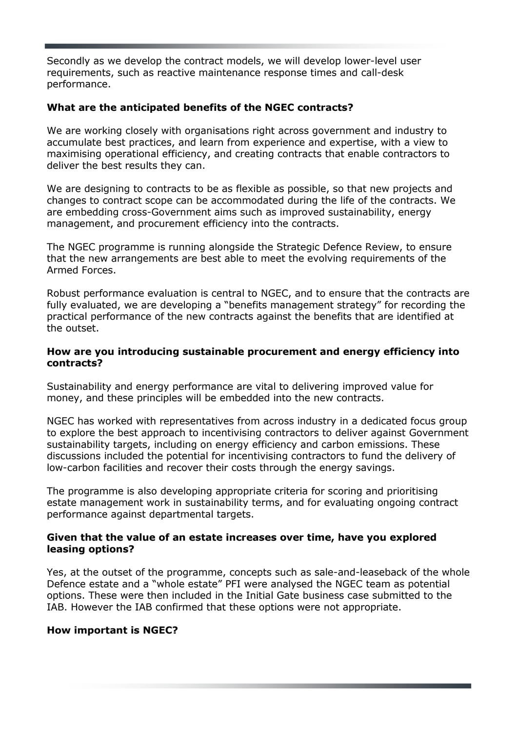Secondly as we develop the contract models, we will develop lower-level user requirements, such as reactive maintenance response times and call-desk performance.

**What are the anticipated benefits of the NGEC contracts?**

We are working closely with organisations right across government and industry to accumulate best practices, and learn from experience and expertise, with a view to maximising operational efficiency, and creating contracts that enable contractors to deliver the best results they can.

We are designing to contracts to be as flexible as possible, so that new projects and changes to contract scope can be accommodated during the life of the contracts. We are embedding cross-Government aims such as improved sustainability, energy management, and procurement efficiency into the contracts.

The NGEC programme is running alongside the Strategic Defence Review, to ensure that the new arrangements are best able to meet the evolving requirements of the Armed Forces.

Robust performance evaluation is central to NGEC, and to ensure that the contracts are fully evaluated, we are developing a "benefits management strategy" for recording the practical performance of the new contracts against the benefits that are identified at the outset.

**How are you introducing sustainable procurement and energy efficiency into contracts?**

Sustainability and energy performance are vital to delivering improved value for money, and these principles will be embedded into the new contracts.

NGEC has worked with representatives from across industry in a dedicated focus group to explore the best approach to incentivising contractors to deliver against Government sustainability targets, including on energy efficiency and carbon emissions. These discussions included the potential for incentivising contractors to fund the delivery of low-carbon facilities and recover their costs through the energy savings.

The programme is also developing appropriate criteria for scoring and prioritising estate management work in sustainability terms, and for evaluating ongoing contract performance against departmental targets.

**Given that the value of an estate increases over time, have you explored leasing options?**

Yes, at the outset of the programme, concepts such as sale-and-leaseback of the whole Defence estate and a "whole estate" PFI were analysed the NGEC team as potential options. These were then included in the Initial Gate business case submitted to the IAB. However the IAB confirmed that these options were not appropriate.

**How important is NGEC?**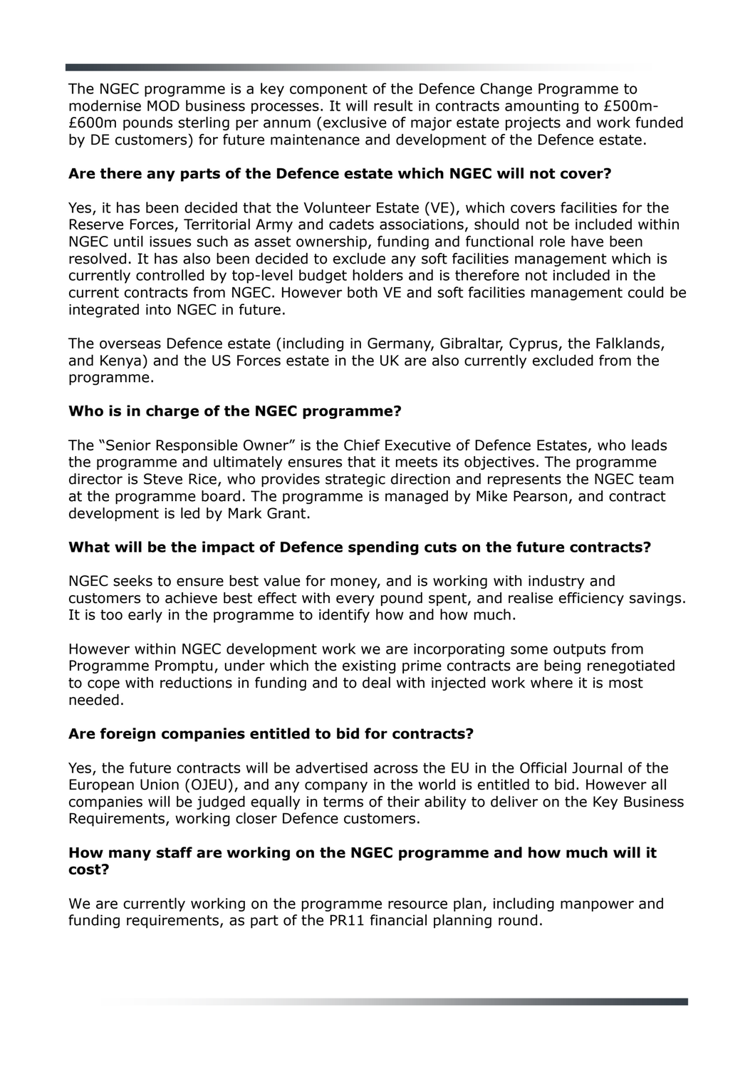The NGEC programme is a key component of the Defence Change Programme to modernise MOD business processes. It will result in contracts amounting to £500m-£600m pounds sterling per annum (exclusive of major estate projects and work funded by DE customers) for future maintenance and development of the Defence estate.

**Are there any parts of the Defence estate which NGEC will not cover?**

Yes, it has been decided that the Volunteer Estate (VE), which covers facilities for the Reserve Forces, Territorial Army and cadets associations, should not be included within NGEC until issues such as asset ownership, funding and functional role have been resolved. It has also been decided to exclude any soft facilities management which is currently controlled by top-level budget holders and is therefore not included in the current contracts from NGEC. However both VE and soft facilities management could be integrated into NGEC in future.

The overseas Defence estate (including in Germany, Gibraltar, Cyprus, the Falklands, and Kenya) and the US Forces estate in the UK are also currently excluded from the programme.

**Who is in charge of the NGEC programme?**

The "Senior Responsible Owner" is the Chief Executive of Defence Estates, who leads the programme and ultimately ensures that it meets its objectives. The programme director is Steve Rice, who provides strategic direction and represents the NGEC team at the programme board. The programme is managed by Mike Pearson, and contract development is led by Mark Grant.

**What will be the impact of Defence spending cuts on the future contracts?**

NGEC seeks to ensure best value for money, and is working with industry and customers to achieve best effect with every pound spent, and realise efficiency savings. It is too early in the programme to identify how and how much.

However within NGEC development work we are incorporating some outputs from Programme Promptu, under which the existing prime contracts are being renegotiated to cope with reductions in funding and to deal with injected work where it is most needed.

**Are foreign companies entitled to bid for contracts?**

Yes, the future contracts will be advertised across the EU in the Official Journal of the European Union (OJEU), and any company in the world is entitled to bid. However all companies will be judged equally in terms of their ability to deliver on the Key Business Requirements, working closer Defence customers.

**How many staff are working on the NGEC programme and how much will it cost?**

We are currently working on the programme resource plan, including manpower and funding requirements, as part of the PR11 financial planning round.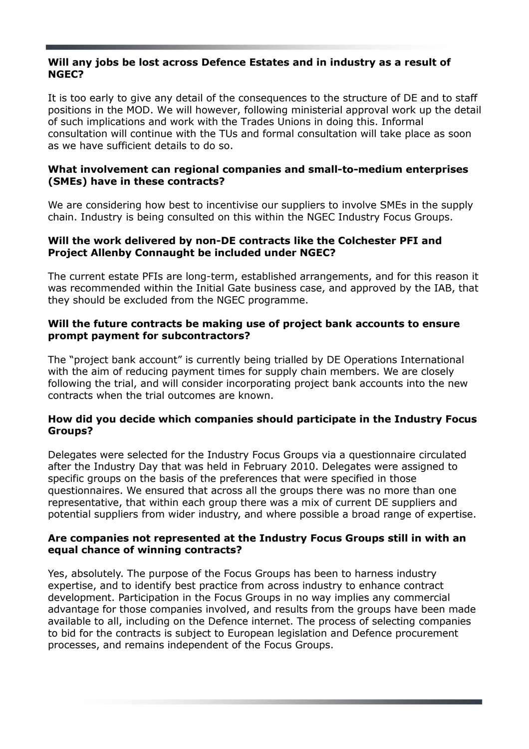**Will any jobs be lost across Defence Estates and in industry as a result of NGEC?**

It is too early to give any detail of the consequences to the structure of DE and to staff positions in the MOD. We will however, following ministerial approval work up the detail of such implications and work with the Trades Unions in doing this. Informal consultation will continue with the TUs and formal consultation will take place as soon as we have sufficient details to do so.

**What involvement can regional companies and small-to-medium enterprises (SMEs) have in these contracts?**

We are considering how best to incentivise our suppliers to involve SMEs in the supply chain. Industry is being consulted on this within the NGEC Industry Focus Groups.

**Will the work delivered by non-DE contracts like the Colchester PFI and Project Allenby Connaught be included under NGEC?**

The current estate PFIs are long-term, established arrangements, and for this reason it was recommended within the Initial Gate business case, and approved by the IAB, that they should be excluded from the NGEC programme.

**Will the future contracts be making use of project bank accounts to ensure prompt payment for subcontractors?**

The "project bank account" is currently being trialled by DE Operations International with the aim of reducing payment times for supply chain members. We are closely following the trial, and will consider incorporating project bank accounts into the new contracts when the trial outcomes are known.

**How did you decide which companies should participate in the Industry Focus Groups?**

Delegates were selected for the Industry Focus Groups via a questionnaire circulated after the Industry Day that was held in February 2010. Delegates were assigned to specific groups on the basis of the preferences that were specified in those questionnaires. We ensured that across all the groups there was no more than one representative, that within each group there was a mix of current DE suppliers and potential suppliers from wider industry, and where possible a broad range of expertise.

**Are companies not represented at the Industry Focus Groups still in with an equal chance of winning contracts?**

Yes, absolutely. The purpose of the Focus Groups has been to harness industry expertise, and to identify best practice from across industry to enhance contract development. Participation in the Focus Groups in no way implies any commercial advantage for those companies involved, and results from the groups have been made available to all, including on the Defence internet. The process of selecting companies to bid for the contracts is subject to European legislation and Defence procurement processes, and remains independent of the Focus Groups.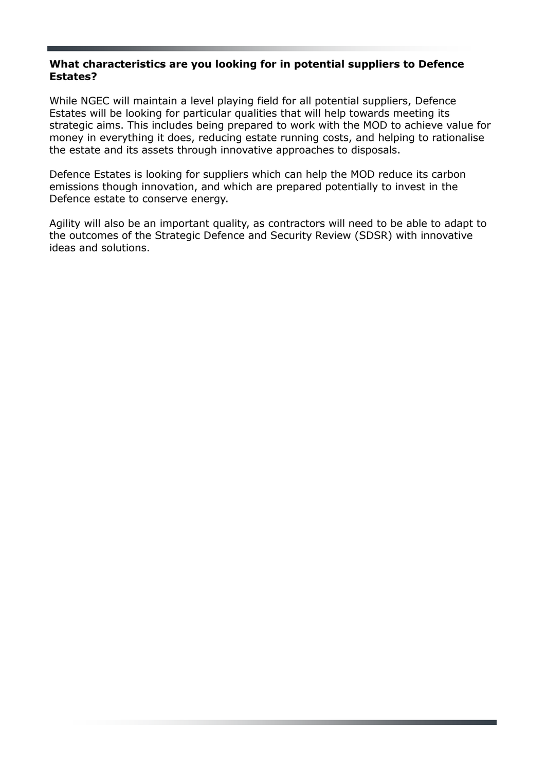**What characteristics are you looking for in potential suppliers to Defence Estates?**

While NGEC will maintain a level playing field for all potential suppliers, Defence Estates will be looking for particular qualities that will help towards meeting its strategic aims. This includes being prepared to work with the MOD to achieve value for money in everything it does, reducing estate running costs, and helping to rationalise the estate and its assets through innovative approaches to disposals.

Defence Estates is looking for suppliers which can help the MOD reduce its carbon emissions though innovation, and which are prepared potentially to invest in the Defence estate to conserve energy.

Agility will also be an important quality, as contractors will need to be able to adapt to the outcomes of the Strategic Defence and Security Review (SDSR) with innovative ideas and solutions.